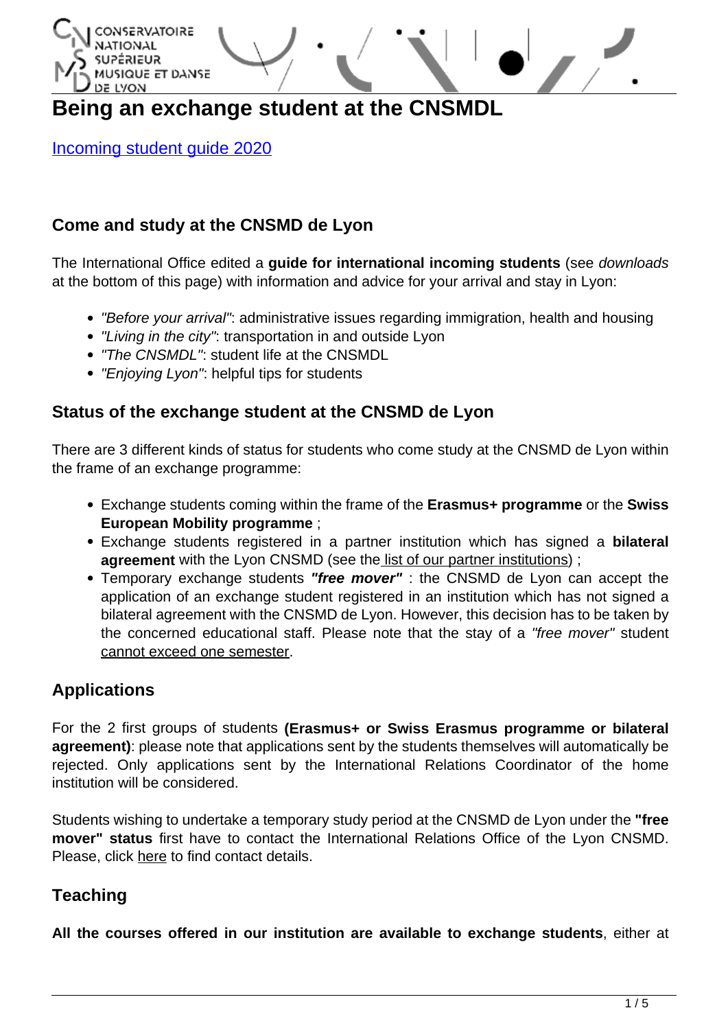# Being an exchange student at the CNSMDL

Incoming student guide 2020

## Come and study at the CNSMD de Lyon

The International Office edited a **guide for international incoming students** (see *downloads* at the bottom of this page) with information and advice for your arrival and stay in Lyon:

- *"Before your arrival"*: administrative issues regarding immigration, health and housing
- *"Living in the city"*: transportation in and outside Lyon
- *"The CNSMDL"*: student life at the CNSMDL
- *"Enjoying Lyon"*: helpful tips for students

## Status of the exchange student at the CNSMD de Lyon

There are 3 different kinds of status for students who come study at the CNSMD de Lyon within the frame of an exchange programme:

- Exchange students coming within the frame of the **Erasmus+ programme** or the **Swiss European Mobility programme** ;
- Exchange students registered in a partner institution which has signed a **bilateral agreement** with the Lyon CNSMD (see the list of our partner institutions) ;
- Temporary exchange students ***"free mover"*** : the CNSMD de Lyon can accept the application of an exchange student registered in an institution which has not signed a bilateral agreement with the CNSMD de Lyon. However, this decision has to be taken by the concerned educational staff. Please note that the stay of a *"free mover"* student cannot exceed one semester.

## Applications

For the 2 first groups of students **(Erasmus+ or Swiss Erasmus programme or bilateral agreement)**: please note that applications sent by the students themselves will automatically be rejected. Only applications sent by the International Relations Coordinator of the home institution will be considered.

Students wishing to undertake a temporary study period at the CNSMD de Lyon under the **"free mover" status** first have to contact the International Relations Office of the Lyon CNSMD. Please, click here to find contact details.

## Teaching

**All the courses offered in our institution are available to exchange students**, either at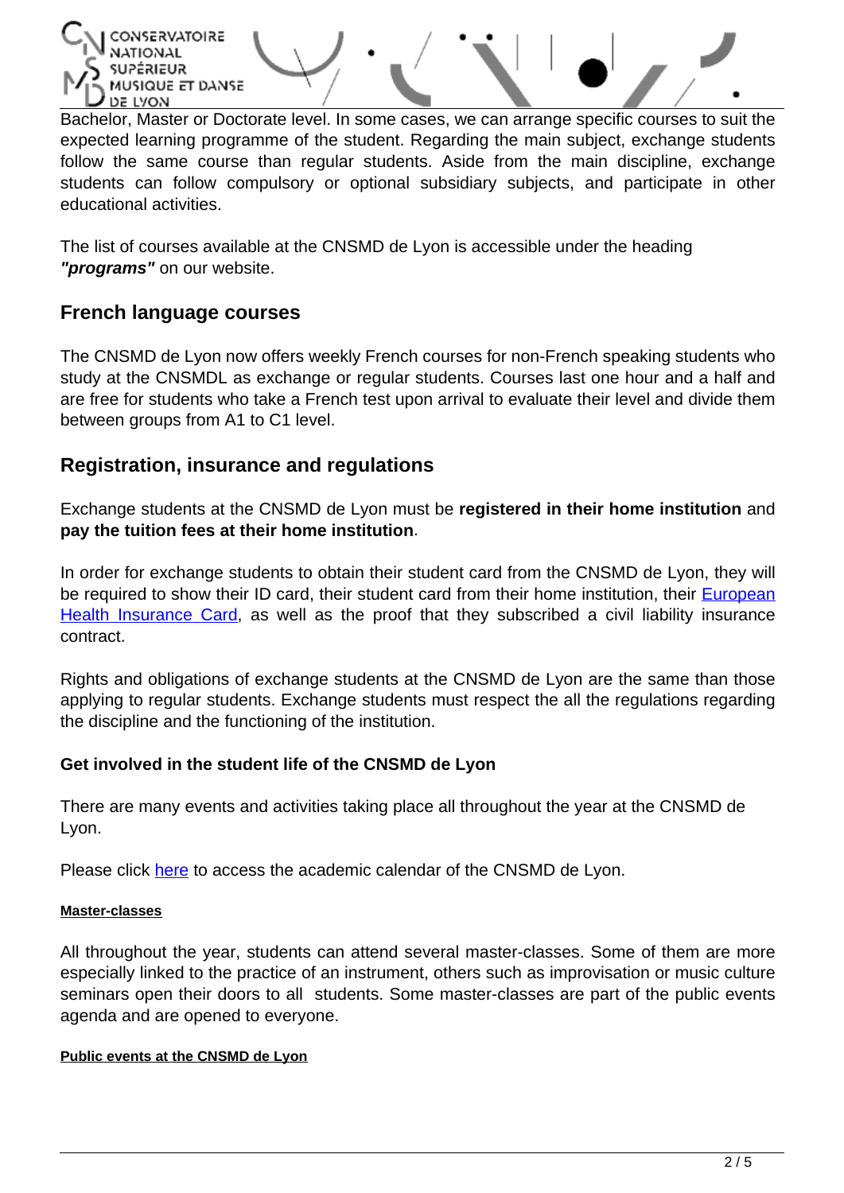Bachelor, Master or Doctorate level. In some cases, we can arrange specific courses to suit the expected learning programme of the student. Regarding the main subject, exchange students follow the same course than regular students. Aside from the main discipline, exchange students can follow compulsory or optional subsidiary subjects, and participate in other educational activities.

The list of courses available at the CNSMD de Lyon is accessible under the heading ***"programs"*** on our website.

## French language courses

The CNSMD de Lyon now offers weekly French courses for non-French speaking students who study at the CNSMDL as exchange or regular students. Courses last one hour and a half and are free for students who take a French test upon arrival to evaluate their level and divide them between groups from A1 to C1 level.

## Registration, insurance and regulations

Exchange students at the CNSMD de Lyon must be **registered in their home institution** and **pay the tuition fees at their home institution**.

In order for exchange students to obtain their student card from the CNSMD de Lyon, they will be required to show their ID card, their student card from their home institution, their European Health Insurance Card, as well as the proof that they subscribed a civil liability insurance contract.

Rights and obligations of exchange students at the CNSMD de Lyon are the same than those applying to regular students. Exchange students must respect the all the regulations regarding the discipline and the functioning of the institution.

### Get involved in the student life of the CNSMD de Lyon

There are many events and activities taking place all throughout the year at the CNSMD de Lyon.

Please click here to access the academic calendar of the CNSMD de Lyon.

#### Master-classes

All throughout the year, students can attend several master-classes. Some of them are more especially linked to the practice of an instrument, others such as improvisation or music culture seminars open their doors to all students. Some master-classes are part of the public events agenda and are opened to everyone.

#### Public events at the CNSMD de Lyon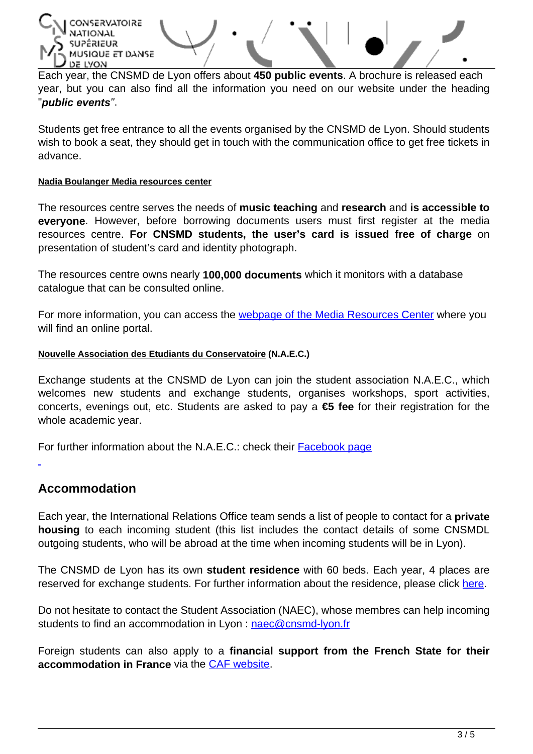Each year, the CNSMD de Lyon offers about **450 public events**. A brochure is released each year, but you can also find all the information you need on our website under the heading "***public events***".

Students get free entrance to all the events organised by the CNSMD de Lyon. Should students wish to book a seat, they should get in touch with the communication office to get free tickets in advance.

#### Nadia Boulanger Media resources center

The resources centre serves the needs of **music teaching** and **research** and **is accessible to everyone**. However, before borrowing documents users must first register at the media resources centre. **For CNSMD students, the user's card is issued free of charge** on presentation of student's card and identity photograph.

The resources centre owns nearly **100,000 documents** which it monitors with a database catalogue that can be consulted online.

For more information, you can access the webpage of the Media Resources Center where you will find an online portal.

#### Nouvelle Association des Etudiants du Conservatoire (N.A.E.C.)

Exchange students at the CNSMD de Lyon can join the student association N.A.E.C., which welcomes new students and exchange students, organises workshops, sport activities, concerts, evenings out, etc. Students are asked to pay a **€5 fee** for their registration for the whole academic year.

For further information about the N.A.E.C.: check their Facebook page

## Accommodation

Each year, the International Relations Office team sends a list of people to contact for a **private housing** to each incoming student (this list includes the contact details of some CNSMDL outgoing students, who will be abroad at the time when incoming students will be in Lyon).

The CNSMD de Lyon has its own **student residence** with 60 beds. Each year, 4 places are reserved for exchange students. For further information about the residence, please click here.

Do not hesitate to contact the Student Association (NAEC), whose membres can help incoming students to find an accommodation in Lyon : naec@cnsmd-lyon.fr

Foreign students can also apply to a **financial support from the French State for their accommodation in France** via the CAF website.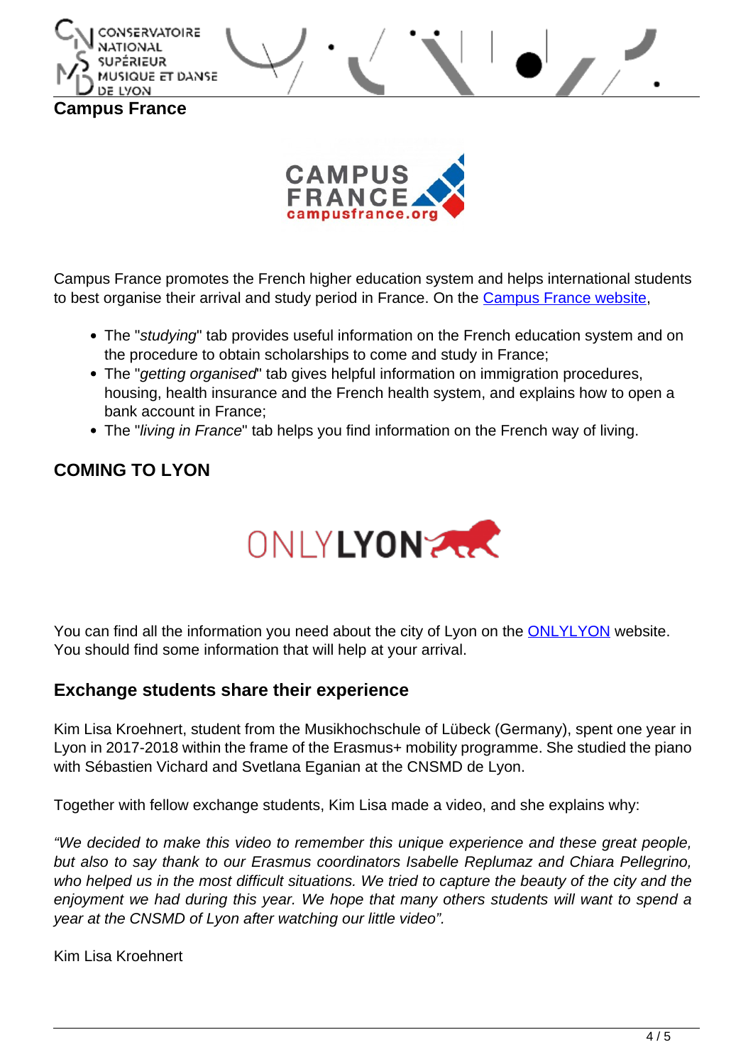## Campus France

Campus France promotes the French higher education system and helps international students to best organise their arrival and study period in France. On the [Campus France website](),

- The "*studying*" tab provides useful information on the French education system and on the procedure to obtain scholarships to come and study in France;
- The "*getting organised*" tab gives helpful information on immigration procedures, housing, health insurance and the French health system, and explains how to open a bank account in France;
- The "*living in France*" tab helps you find information on the French way of living.

## COMING TO LYON

You can find all the information you need about the city of Lyon on the [ONLYLYON]() website. You should find some information that will help at your arrival.

## Exchange students share their experience

Kim Lisa Kroehnert, student from the Musikhochschule of Lübeck (Germany), spent one year in Lyon in 2017-2018 within the frame of the Erasmus+ mobility programme. She studied the piano with Sébastien Vichard and Svetlana Eganian at the CNSMD de Lyon.

Together with fellow exchange students, Kim Lisa made a video, and she explains why:

*"We decided to make this video to remember this unique experience and these great people, but also to say thank to our Erasmus coordinators Isabelle Replumaz and Chiara Pellegrino, who helped us in the most difficult situations. We tried to capture the beauty of the city and the enjoyment we had during this year. We hope that many others students will want to spend a year at the CNSMD of Lyon after watching our little video".*

Kim Lisa Kroehnert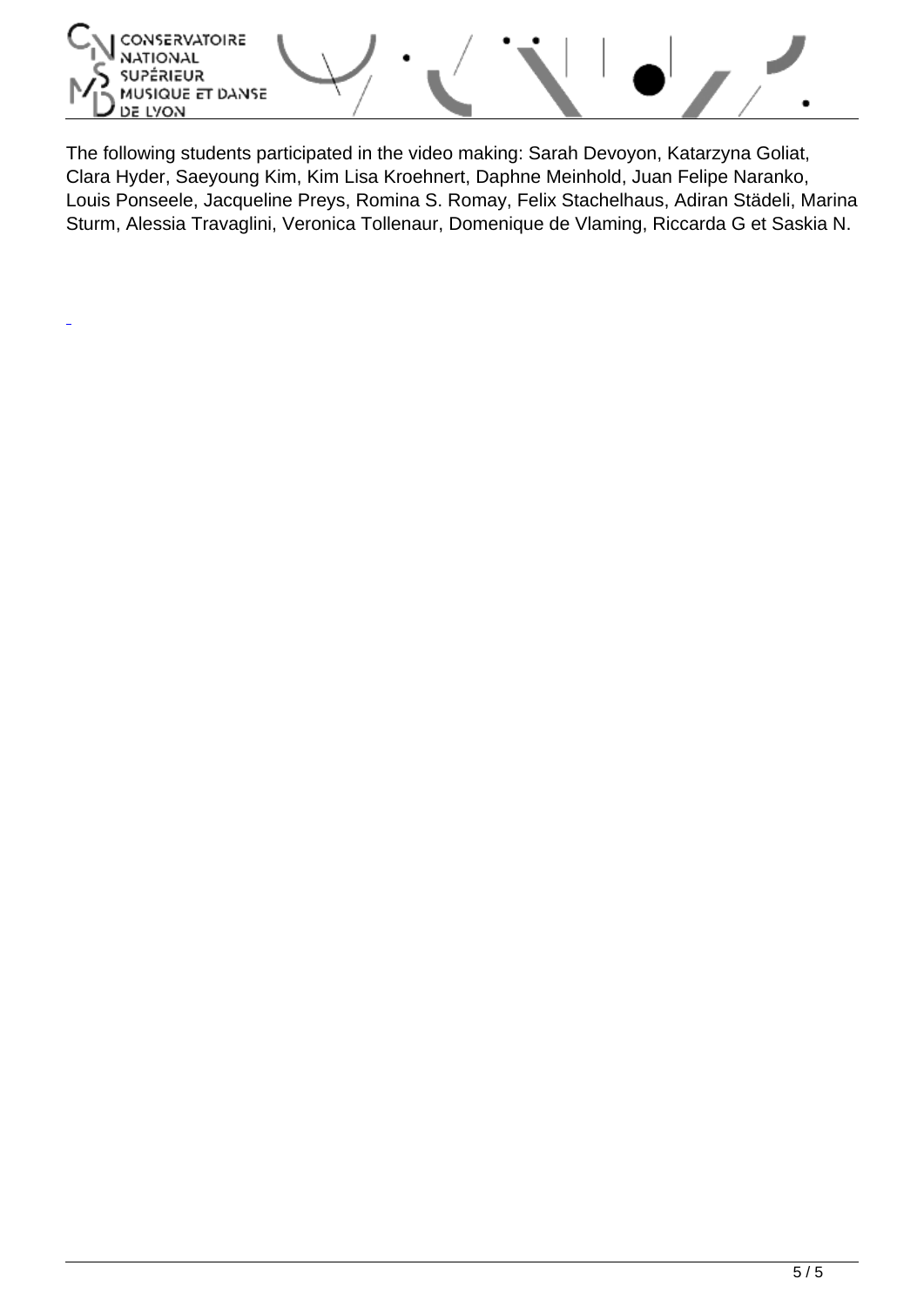The following students participated in the video making: Sarah Devoyon, Katarzyna Goliat, Clara Hyder, Saeyoung Kim, Kim Lisa Kroehnert, Daphne Meinhold, Juan Felipe Naranko, Louis Ponseele, Jacqueline Preys, Romina S. Romay, Felix Stachelhaus, Adiran Städeli, Marina Sturm, Alessia Travaglini, Veronica Tollenaur, Domenique de Vlaming, Riccarda G et Saskia N.